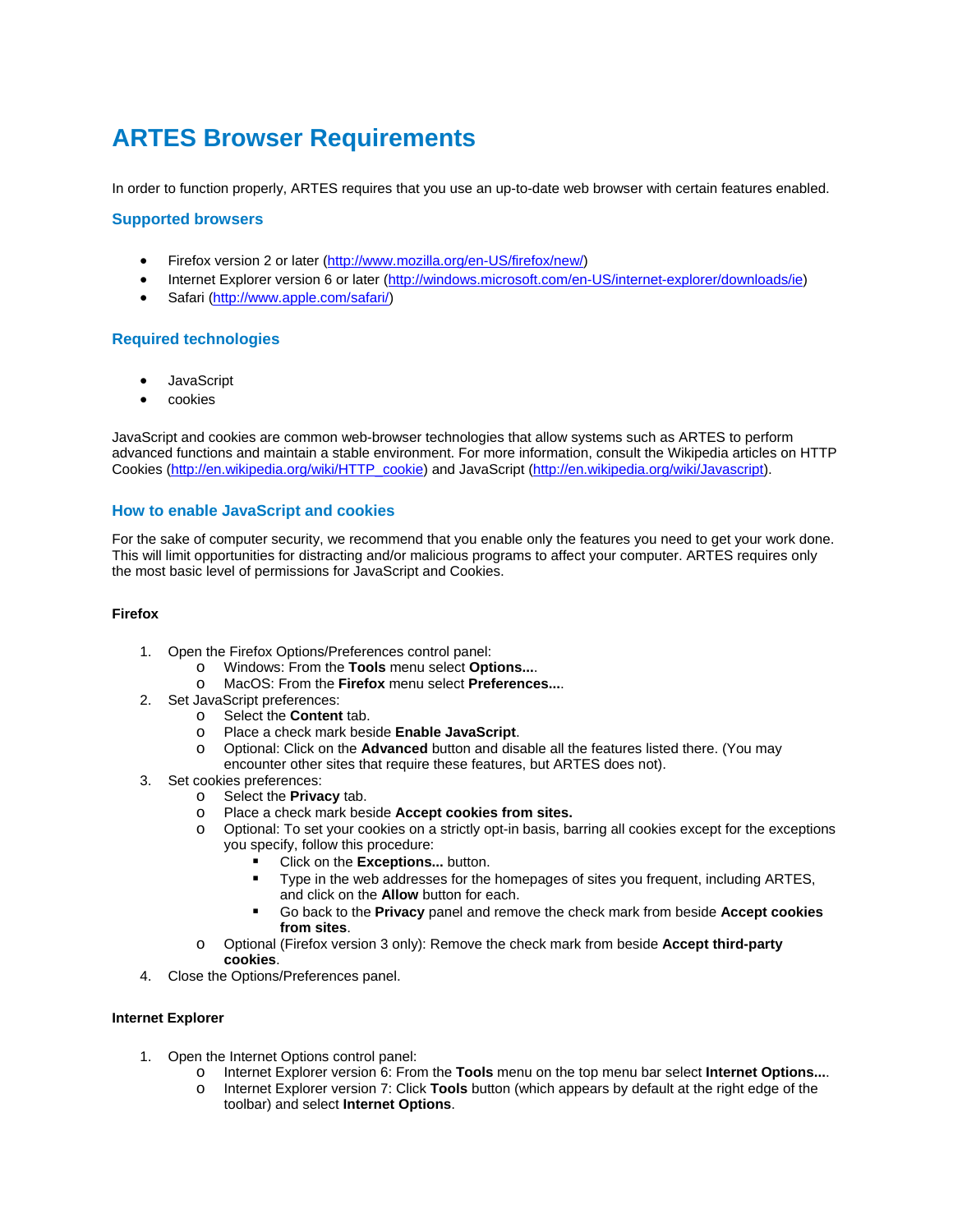# ARTES Browser Requirements

In order to function properly, ARTES requires that you use an up-to-date web browser with certain features enabled.

## Supported browsers

- Firefox version 2 or later (http://www.mozilla.org/en-US/firefox/new/)
- Internet Explorer version 6 or later (http://windows.microsoft.com/en-US/internet-explorer/downloads/ie)
- Safari (http://www.apple.com/safari/)

## Required technologies

- JavaScript
- cookies

JavaScript and cookies are common web-browser technologies that allow systems such as ARTES to perform advanced functions and maintain a stable environment. For more information, consult the Wikipedia articles on HTTP Cookies (http://en.wikipedia.org/wiki/HTTP_cookie) and JavaScript (http://en.wikipedia.org/wiki/Javascript).

## How to enable JavaScript and cookies

For the sake of computer security, we recommend that you enable only the features you need to get your work done. This will limit opportunities for distracting and/or malicious programs to affect your computer. ARTES requires only the most basic level of permissions for JavaScript and Cookies.

### Firefox

1. Open the Firefox Options/Preferences control panel:
   - Windows: From the **Tools** menu select **Options...**.
   - MacOS: From the **Firefox** menu select **Preferences...**.
2. Set JavaScript preferences:
   - Select the **Content** tab.
   - Place a check mark beside **Enable JavaScript**.
   - Optional: Click on the **Advanced** button and disable all the features listed there. (You may encounter other sites that require these features, but ARTES does not).
3. Set cookies preferences:
   - Select the **Privacy** tab.
   - Place a check mark beside **Accept cookies from sites.**
   - Optional: To set your cookies on a strictly opt-in basis, barring all cookies except for the exceptions you specify, follow this procedure:
     - Click on the **Exceptions...** button.
     - Type in the web addresses for the homepages of sites you frequent, including ARTES, and click on the **Allow** button for each.
     - Go back to the **Privacy** panel and remove the check mark from beside **Accept cookies from sites**.
   - Optional (Firefox version 3 only): Remove the check mark from beside **Accept third-party cookies**.
4. Close the Options/Preferences panel.

### Internet Explorer

1. Open the Internet Options control panel:
   - Internet Explorer version 6: From the **Tools** menu on the top menu bar select **Internet Options...**.
   - Internet Explorer version 7: Click **Tools** button (which appears by default at the right edge of the toolbar) and select **Internet Options**.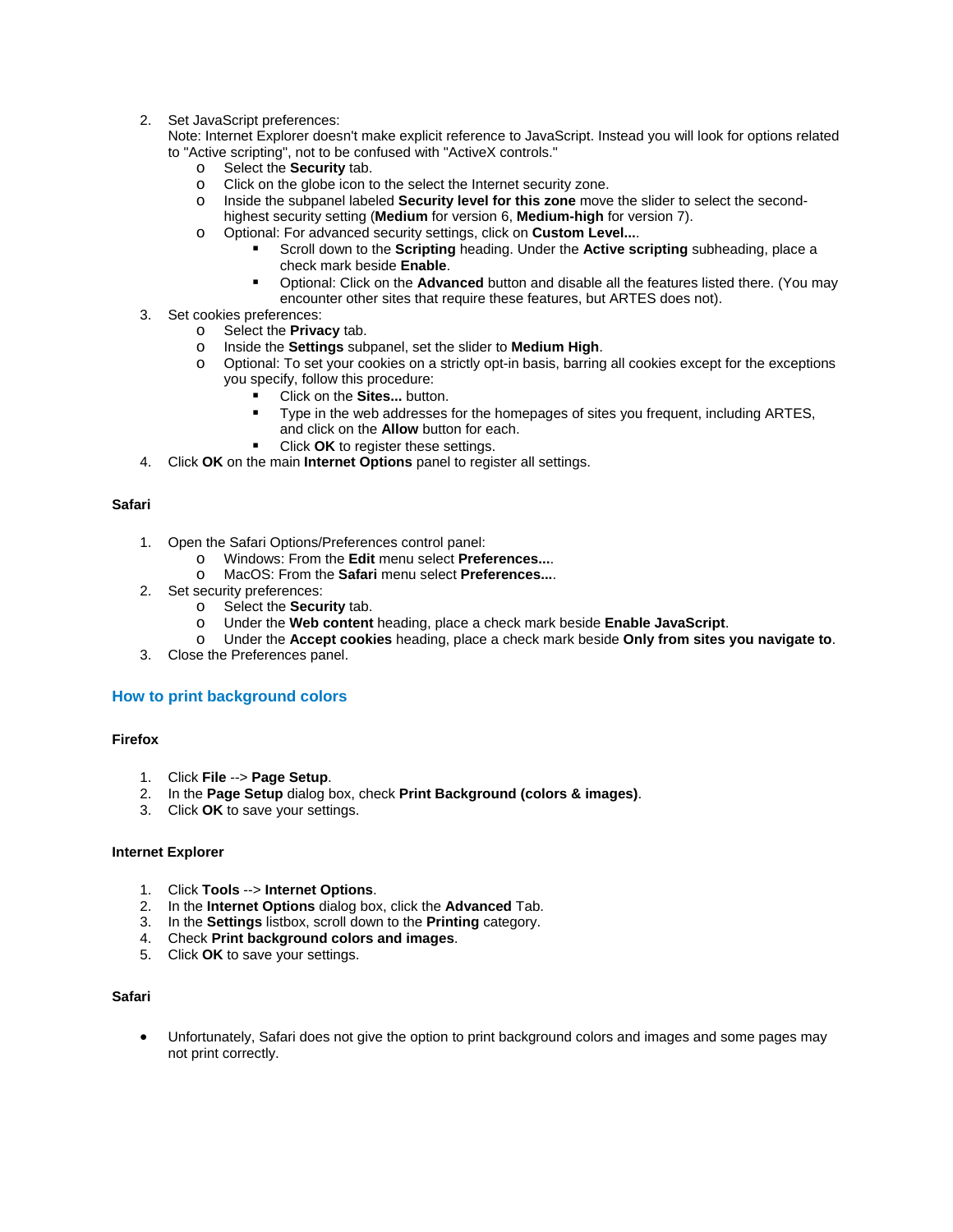2. Set JavaScript preferences:
   Note: Internet Explorer doesn't make explicit reference to JavaScript. Instead you will look for options related to "Active scripting", not to be confused with "ActiveX controls."
   - Select the **Security** tab.
   - Click on the globe icon to the select the Internet security zone.
   - Inside the subpanel labeled **Security level for this zone** move the slider to select the second-highest security setting (**Medium** for version 6, **Medium-high** for version 7).
   - Optional: For advanced security settings, click on **Custom Level...**.
     - Scroll down to the **Scripting** heading. Under the **Active scripting** subheading, place a check mark beside **Enable**.
     - Optional: Click on the **Advanced** button and disable all the features listed there. (You may encounter other sites that require these features, but ARTES does not).
3. Set cookies preferences:
   - Select the **Privacy** tab.
   - Inside the **Settings** subpanel, set the slider to **Medium High**.
   - Optional: To set your cookies on a strictly opt-in basis, barring all cookies except for the exceptions you specify, follow this procedure:
     - Click on the **Sites...** button.
     - Type in the web addresses for the homepages of sites you frequent, including ARTES, and click on the **Allow** button for each.
     - Click **OK** to register these settings.
4. Click **OK** on the main **Internet Options** panel to register all settings.

**Safari**

1. Open the Safari Options/Preferences control panel:
   - Windows: From the **Edit** menu select **Preferences...**.
   - MacOS: From the **Safari** menu select **Preferences...**.
2. Set security preferences:
   - Select the **Security** tab.
   - Under the **Web content** heading, place a check mark beside **Enable JavaScript**.
   - Under the **Accept cookies** heading, place a check mark beside **Only from sites you navigate to**.
3. Close the Preferences panel.

## How to print background colors

**Firefox**

1. Click **File** --> **Page Setup**.
2. In the **Page Setup** dialog box, check **Print Background (colors & images)**.
3. Click **OK** to save your settings.

**Internet Explorer**

1. Click **Tools** --> **Internet Options**.
2. In the **Internet Options** dialog box, click the **Advanced** Tab.
3. In the **Settings** listbox, scroll down to the **Printing** category.
4. Check **Print background colors and images**.
5. Click **OK** to save your settings.

**Safari**

- Unfortunately, Safari does not give the option to print background colors and images and some pages may not print correctly.